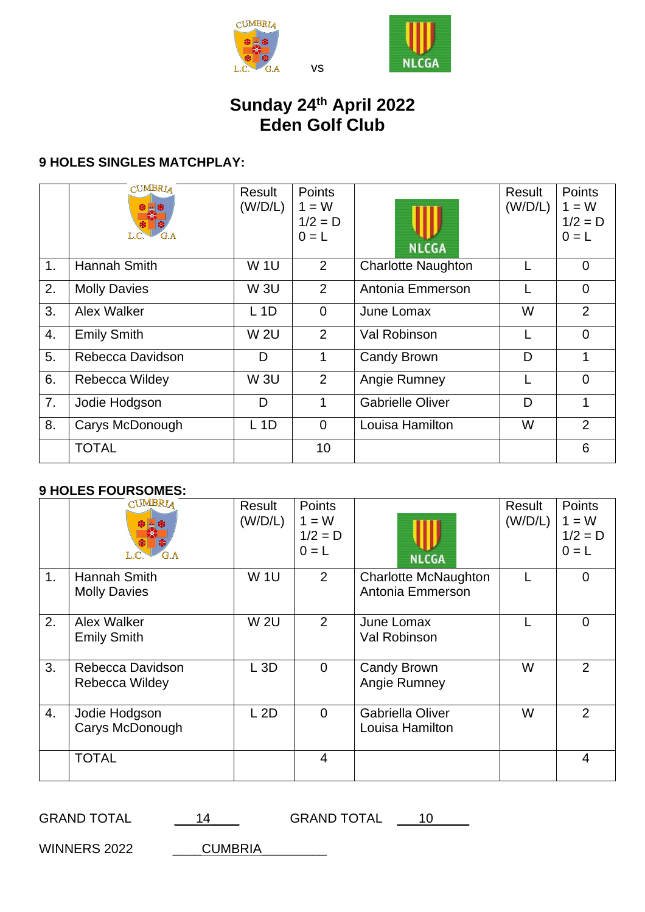CUMBRIA L.C. G.A vs NLCGA

# Sunday 24th April 2022
# Eden Golf Club

### 9 HOLES SINGLES MATCHPLAY:

| | CUMBRIA L.C. G.A | Result (W/D/L) | Points 1 = W 1/2 = D 0 = L | NLCGA | Result (W/D/L) | Points 1 = W 1/2 = D 0 = L |
|---|---|---|---|---|---|---|
| 1. | Hannah Smith | W 1U | 2 | Charlotte Naughton | L | 0 |
| 2. | Molly Davies | W 3U | 2 | Antonia Emmerson | L | 0 |
| 3. | Alex Walker | L 1D | 0 | June Lomax | W | 2 |
| 4. | Emily Smith | W 2U | 2 | Val Robinson | L | 0 |
| 5. | Rebecca Davidson | D | 1 | Candy Brown | D | 1 |
| 6. | Rebecca Wildey | W 3U | 2 | Angie Rumney | L | 0 |
| 7. | Jodie Hodgson | D | 1 | Gabrielle Oliver | D | 1 |
| 8. | Carys McDonough | L 1D | 0 | Louisa Hamilton | W | 2 |
| | TOTAL | | 10 | | | 6 |

### 9 HOLES FOURSOMES:

| | CUMBRIA L.C. G.A | Result (W/D/L) | Points 1 = W 1/2 = D 0 = L | NLCGA | Result (W/D/L) | Points 1 = W 1/2 = D 0 = L |
|---|---|---|---|---|---|---|
| 1. | Hannah Smith<br>Molly Davies | W 1U | 2 | Charlotte McNaughton<br>Antonia Emmerson | L | 0 |
| 2. | Alex Walker<br>Emily Smith | W 2U | 2 | June Lomax<br>Val Robinson | L | 0 |
| 3. | Rebecca Davidson<br>Rebecca Wildey | L 3D | 0 | Candy Brown<br>Angie Rumney | W | 2 |
| 4. | Jodie Hodgson<br>Carys McDonough | L 2D | 0 | Gabriella Oliver<br>Louisa Hamilton | W | 2 |
| | TOTAL | | 4 | | | 4 |

GRAND TOTAL 14 GRAND TOTAL 10

WINNERS 2022 CUMBRIA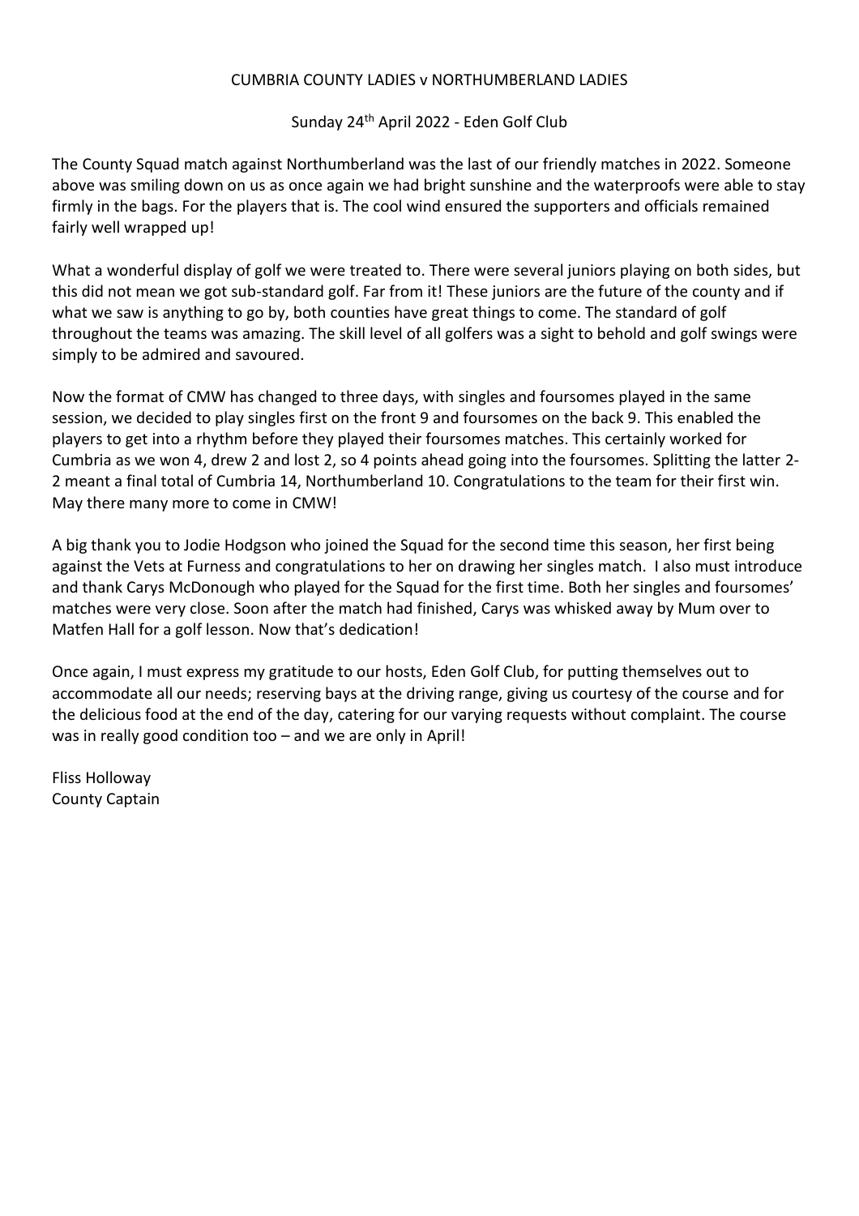CUMBRIA COUNTY LADIES v NORTHUMBERLAND LADIES

Sunday 24th April 2022 - Eden Golf Club

The County Squad match against Northumberland was the last of our friendly matches in 2022. Someone above was smiling down on us as once again we had bright sunshine and the waterproofs were able to stay firmly in the bags. For the players that is. The cool wind ensured the supporters and officials remained fairly well wrapped up!

What a wonderful display of golf we were treated to. There were several juniors playing on both sides, but this did not mean we got sub-standard golf. Far from it! These juniors are the future of the county and if what we saw is anything to go by, both counties have great things to come. The standard of golf throughout the teams was amazing. The skill level of all golfers was a sight to behold and golf swings were simply to be admired and savoured.

Now the format of CMW has changed to three days, with singles and foursomes played in the same session, we decided to play singles first on the front 9 and foursomes on the back 9. This enabled the players to get into a rhythm before they played their foursomes matches. This certainly worked for Cumbria as we won 4, drew 2 and lost 2, so 4 points ahead going into the foursomes. Splitting the latter 2-2 meant a final total of Cumbria 14, Northumberland 10. Congratulations to the team for their first win. May there many more to come in CMW!

A big thank you to Jodie Hodgson who joined the Squad for the second time this season, her first being against the Vets at Furness and congratulations to her on drawing her singles match. I also must introduce and thank Carys McDonough who played for the Squad for the first time. Both her singles and foursomes' matches were very close. Soon after the match had finished, Carys was whisked away by Mum over to Matfen Hall for a golf lesson. Now that's dedication!

Once again, I must express my gratitude to our hosts, Eden Golf Club, for putting themselves out to accommodate all our needs; reserving bays at the driving range, giving us courtesy of the course and for the delicious food at the end of the day, catering for our varying requests without complaint. The course was in really good condition too – and we are only in April!

Fliss Holloway
County Captain